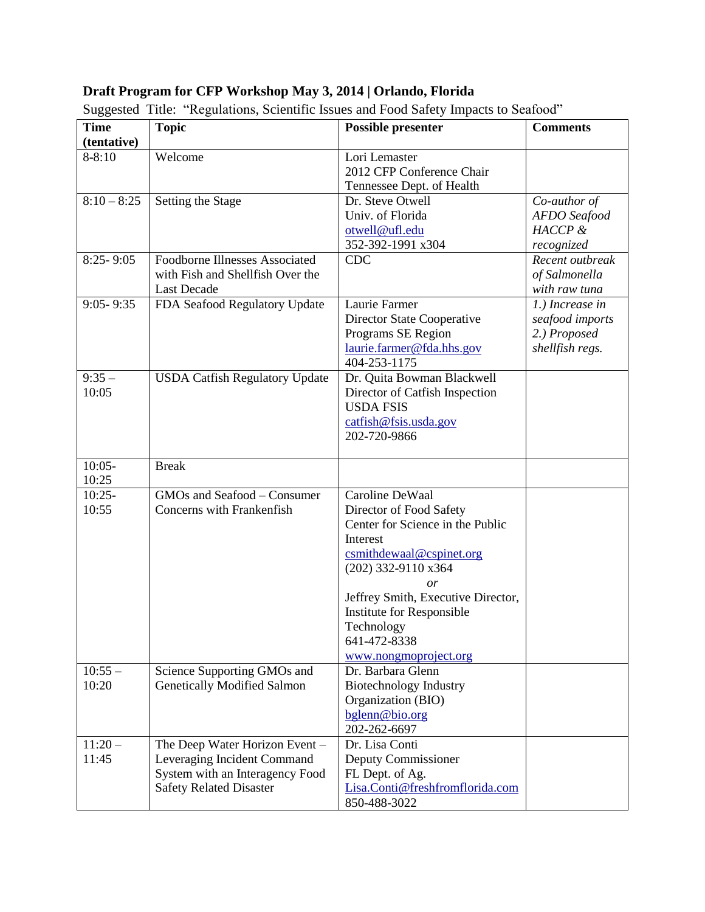**Draft Program for CFP Workshop May 3, 2014 | Orlando, Florida**

Suggested Title: "Regulations, Scientific Issues and Food Safety Impacts to Seafood"

| Time (tentative) | Topic | Possible presenter | Comments |
|---|---|---|---|
| 8-8:10 | Welcome | Lori Lemaster<br>2012 CFP Conference Chair<br>Tennessee Dept. of Health | |
| 8:10 – 8:25 | Setting the Stage | Dr. Steve Otwell<br>Univ. of Florida<br>otwell@ufl.edu<br>352-392-1991 x304 | *Co-author of AFDO Seafood HACCP & recognized* |
| 8:25- 9:05 | Foodborne Illnesses Associated with Fish and Shellfish Over the Last Decade | CDC | *Recent outbreak of Salmonella with raw tuna* |
| 9:05- 9:35 | FDA Seafood Regulatory Update | Laurie Farmer<br>Director State Cooperative Programs SE Region<br>laurie.farmer@fda.hhs.gov<br>404-253-1175 | *1.) Increase in seafood imports*<br>*2.) Proposed shellfish regs.* |
| 9:35 – 10:05 | USDA Catfish Regulatory Update | Dr. Quita Bowman Blackwell<br>Director of Catfish Inspection<br>USDA FSIS<br>catfish@fsis.usda.gov<br>202-720-9866 | |
| 10:05- 10:25 | Break | | |
| 10:25- 10:55 | GMOs and Seafood – Consumer Concerns with Frankenfish | Caroline DeWaal<br>Director of Food Safety<br>Center for Science in the Public Interest<br>csmithdewaal@cspinet.org<br>(202) 332-9110 x364<br>*or*<br>Jeffrey Smith, Executive Director, Institute for Responsible Technology<br>641-472-8338<br>www.nongmoproject.org | |
| 10:55 – 10:20 | Science Supporting GMOs and Genetically Modified Salmon | Dr. Barbara Glenn<br>Biotechnology Industry Organization (BIO)<br>bglenn@bio.org<br>202-262-6697 | |
| 11:20 – 11:45 | The Deep Water Horizon Event – Leveraging Incident Command System with an Interagency Food Safety Related Disaster | Dr. Lisa Conti<br>Deputy Commissioner<br>FL Dept. of Ag.<br>Lisa.Conti@freshfromflorida.com<br>850-488-3022 | |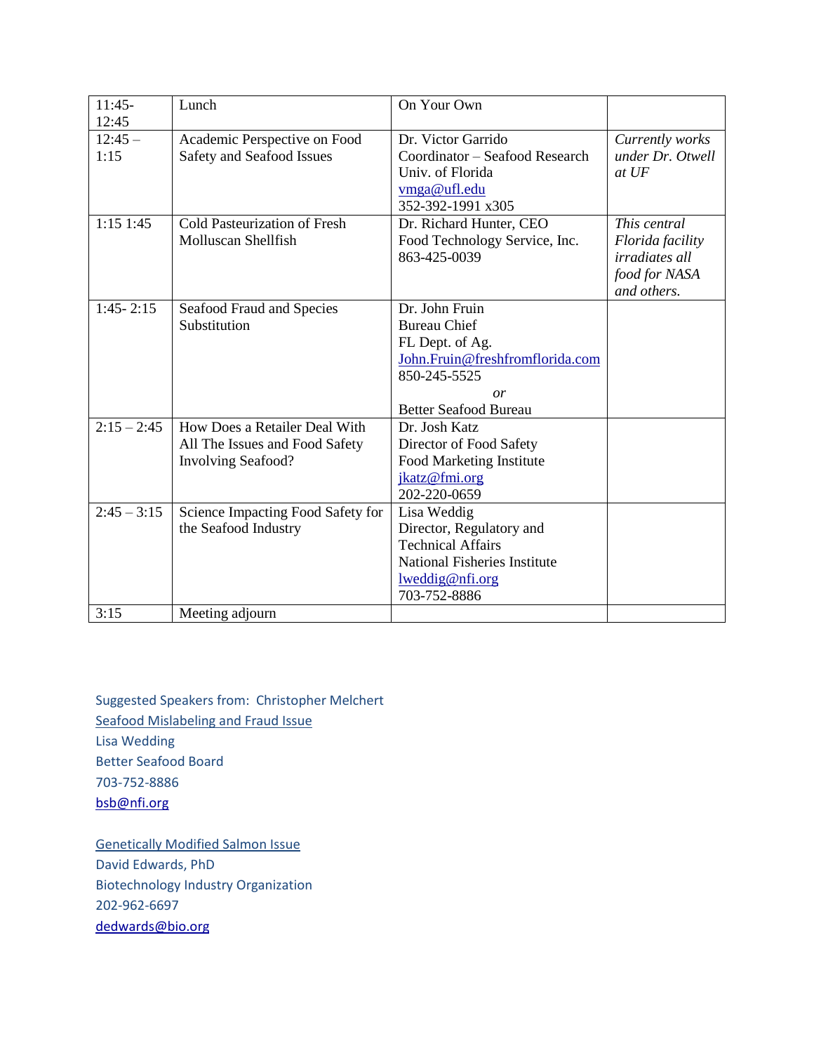| | | | |
|---|---|---|---|
| 11:45-12:45 | Lunch | On Your Own | |
| 12:45 – 1:15 | Academic Perspective on Food Safety and Seafood Issues | Dr. Victor Garrido<br>Coordinator – Seafood Research<br>Univ. of Florida<br>vmga@ufl.edu<br>352-392-1991 x305 | *Currently works under Dr. Otwell at UF* |
| 1:15 1:45 | Cold Pasteurization of Fresh Molluscan Shellfish | Dr. Richard Hunter, CEO<br>Food Technology Service, Inc.<br>863-425-0039 | *This central Florida facility irradiates all food for NASA and others.* |
| 1:45- 2:15 | Seafood Fraud and Species Substitution | Dr. John Fruin<br>Bureau Chief<br>FL Dept. of Ag.<br>John.Fruin@freshfromflorida.com<br>850-245-5525<br>*or*<br>Better Seafood Bureau | |
| 2:15 – 2:45 | How Does a Retailer Deal With All The Issues and Food Safety Involving Seafood? | Dr. Josh Katz<br>Director of Food Safety<br>Food Marketing Institute<br>jkatz@fmi.org<br>202-220-0659 | |
| 2:45 – 3:15 | Science Impacting Food Safety for the Seafood Industry | Lisa Weddig<br>Director, Regulatory and Technical Affairs<br>National Fisheries Institute<br>lweddig@nfi.org<br>703-752-8886 | |
| 3:15 | Meeting adjourn | | |

Suggested Speakers from: Christopher Melchert

Seafood Mislabeling and Fraud Issue
Lisa Wedding
Better Seafood Board
703-752-8886
bsb@nfi.org

Genetically Modified Salmon Issue
David Edwards, PhD
Biotechnology Industry Organization
202-962-6697
dedwards@bio.org